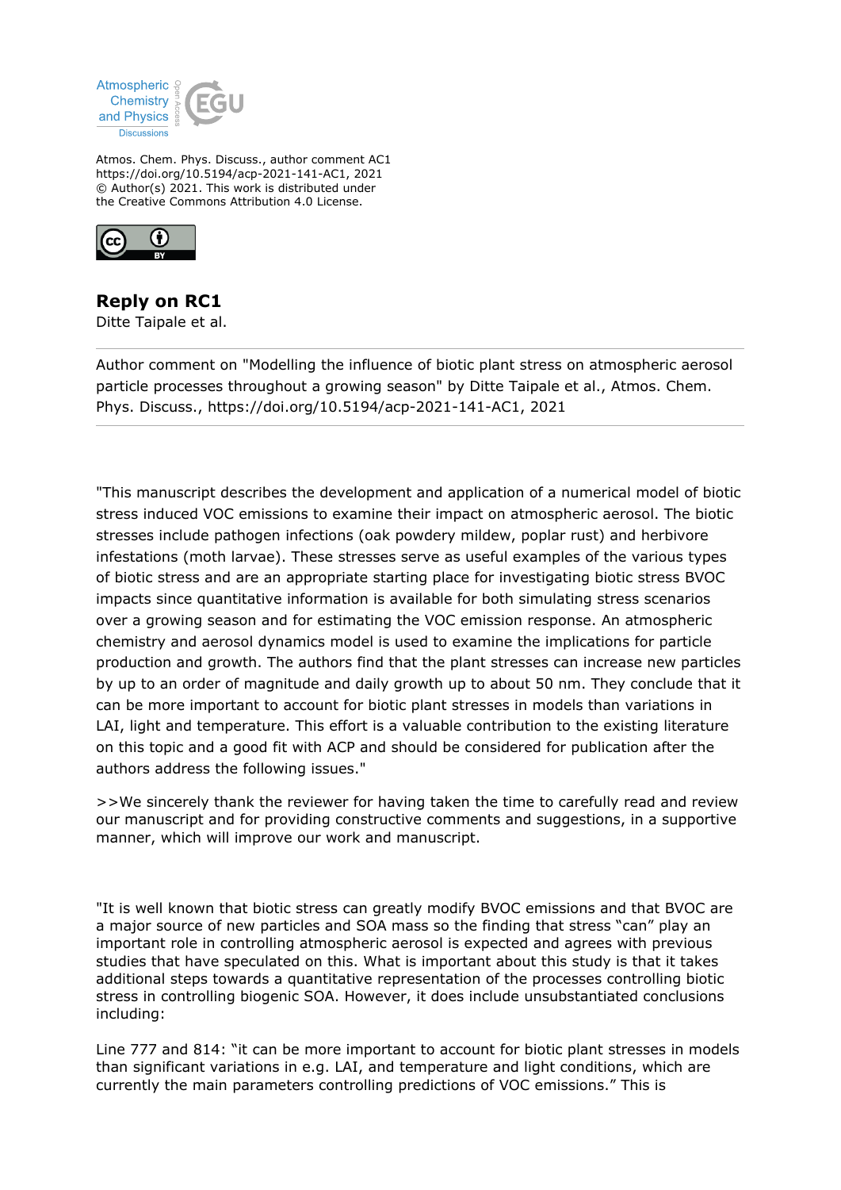Atmospheric Chemistry and Physics Discussions

Atmos. Chem. Phys. Discuss., author comment AC1
https://doi.org/10.5194/acp-2021-141-AC1, 2021
© Author(s) 2021. This work is distributed under
the Creative Commons Attribution 4.0 License.

## Reply on RC1

Ditte Taipale et al.

---

Author comment on "Modelling the influence of biotic plant stress on atmospheric aerosol particle processes throughout a growing season" by Ditte Taipale et al., Atmos. Chem. Phys. Discuss., https://doi.org/10.5194/acp-2021-141-AC1, 2021

---

"This manuscript describes the development and application of a numerical model of biotic stress induced VOC emissions to examine their impact on atmospheric aerosol. The biotic stresses include pathogen infections (oak powdery mildew, poplar rust) and herbivore infestations (moth larvae). These stresses serve as useful examples of the various types of biotic stress and are an appropriate starting place for investigating biotic stress BVOC impacts since quantitative information is available for both simulating stress scenarios over a growing season and for estimating the VOC emission response. An atmospheric chemistry and aerosol dynamics model is used to examine the implications for particle production and growth. The authors find that the plant stresses can increase new particles by up to an order of magnitude and daily growth up to about 50 nm. They conclude that it can be more important to account for biotic plant stresses in models than variations in LAI, light and temperature. This effort is a valuable contribution to the existing literature on this topic and a good fit with ACP and should be considered for publication after the authors address the following issues."

>>We sincerely thank the reviewer for having taken the time to carefully read and review our manuscript and for providing constructive comments and suggestions, in a supportive manner, which will improve our work and manuscript.

"It is well known that biotic stress can greatly modify BVOC emissions and that BVOC are a major source of new particles and SOA mass so the finding that stress "can" play an important role in controlling atmospheric aerosol is expected and agrees with previous studies that have speculated on this. What is important about this study is that it takes additional steps towards a quantitative representation of the processes controlling biotic stress in controlling biogenic SOA. However, it does include unsubstantiated conclusions including:

Line 777 and 814: "it can be more important to account for biotic plant stresses in models than significant variations in e.g. LAI, and temperature and light conditions, which are currently the main parameters controlling predictions of VOC emissions." This is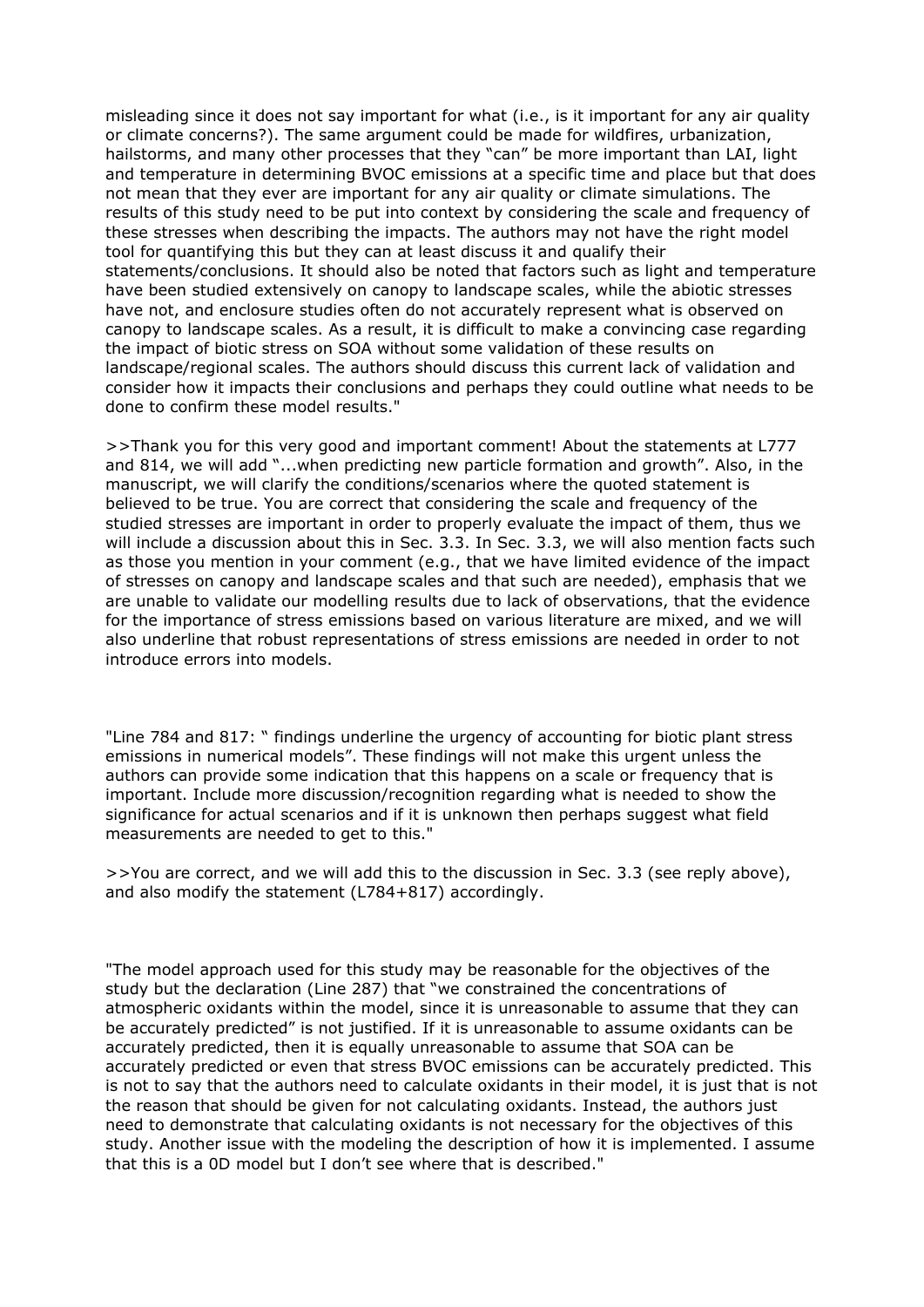misleading since it does not say important for what (i.e., is it important for any air quality or climate concerns?). The same argument could be made for wildfires, urbanization, hailstorms, and many other processes that they "can" be more important than LAI, light and temperature in determining BVOC emissions at a specific time and place but that does not mean that they ever are important for any air quality or climate simulations. The results of this study need to be put into context by considering the scale and frequency of these stresses when describing the impacts. The authors may not have the right model tool for quantifying this but they can at least discuss it and qualify their statements/conclusions. It should also be noted that factors such as light and temperature have been studied extensively on canopy to landscape scales, while the abiotic stresses have not, and enclosure studies often do not accurately represent what is observed on canopy to landscape scales. As a result, it is difficult to make a convincing case regarding the impact of biotic stress on SOA without some validation of these results on landscape/regional scales. The authors should discuss this current lack of validation and consider how it impacts their conclusions and perhaps they could outline what needs to be done to confirm these model results."

>>Thank you for this very good and important comment! About the statements at L777 and 814, we will add "...when predicting new particle formation and growth". Also, in the manuscript, we will clarify the conditions/scenarios where the quoted statement is believed to be true. You are correct that considering the scale and frequency of the studied stresses are important in order to properly evaluate the impact of them, thus we will include a discussion about this in Sec. 3.3. In Sec. 3.3, we will also mention facts such as those you mention in your comment (e.g., that we have limited evidence of the impact of stresses on canopy and landscape scales and that such are needed), emphasis that we are unable to validate our modelling results due to lack of observations, that the evidence for the importance of stress emissions based on various literature are mixed, and we will also underline that robust representations of stress emissions are needed in order to not introduce errors into models.

"Line 784 and 817: " findings underline the urgency of accounting for biotic plant stress emissions in numerical models". These findings will not make this urgent unless the authors can provide some indication that this happens on a scale or frequency that is important. Include more discussion/recognition regarding what is needed to show the significance for actual scenarios and if it is unknown then perhaps suggest what field measurements are needed to get to this."

>>You are correct, and we will add this to the discussion in Sec. 3.3 (see reply above), and also modify the statement (L784+817) accordingly.

"The model approach used for this study may be reasonable for the objectives of the study but the declaration (Line 287) that "we constrained the concentrations of atmospheric oxidants within the model, since it is unreasonable to assume that they can be accurately predicted" is not justified. If it is unreasonable to assume oxidants can be accurately predicted, then it is equally unreasonable to assume that SOA can be accurately predicted or even that stress BVOC emissions can be accurately predicted. This is not to say that the authors need to calculate oxidants in their model, it is just that is not the reason that should be given for not calculating oxidants. Instead, the authors just need to demonstrate that calculating oxidants is not necessary for the objectives of this study. Another issue with the modeling the description of how it is implemented. I assume that this is a 0D model but I don't see where that is described."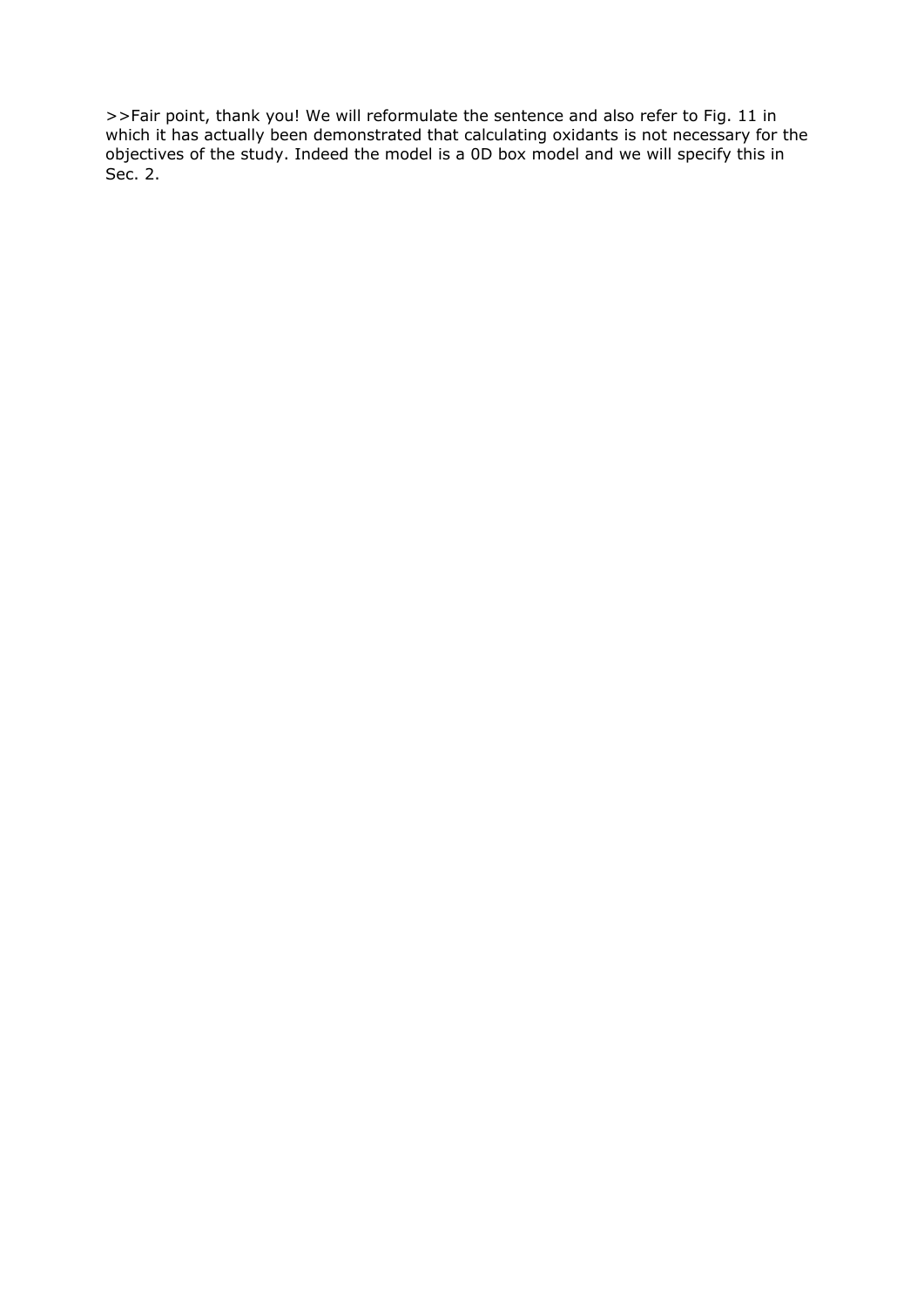>>Fair point, thank you! We will reformulate the sentence and also refer to Fig. 11 in which it has actually been demonstrated that calculating oxidants is not necessary for the objectives of the study. Indeed the model is a 0D box model and we will specify this in Sec. 2.